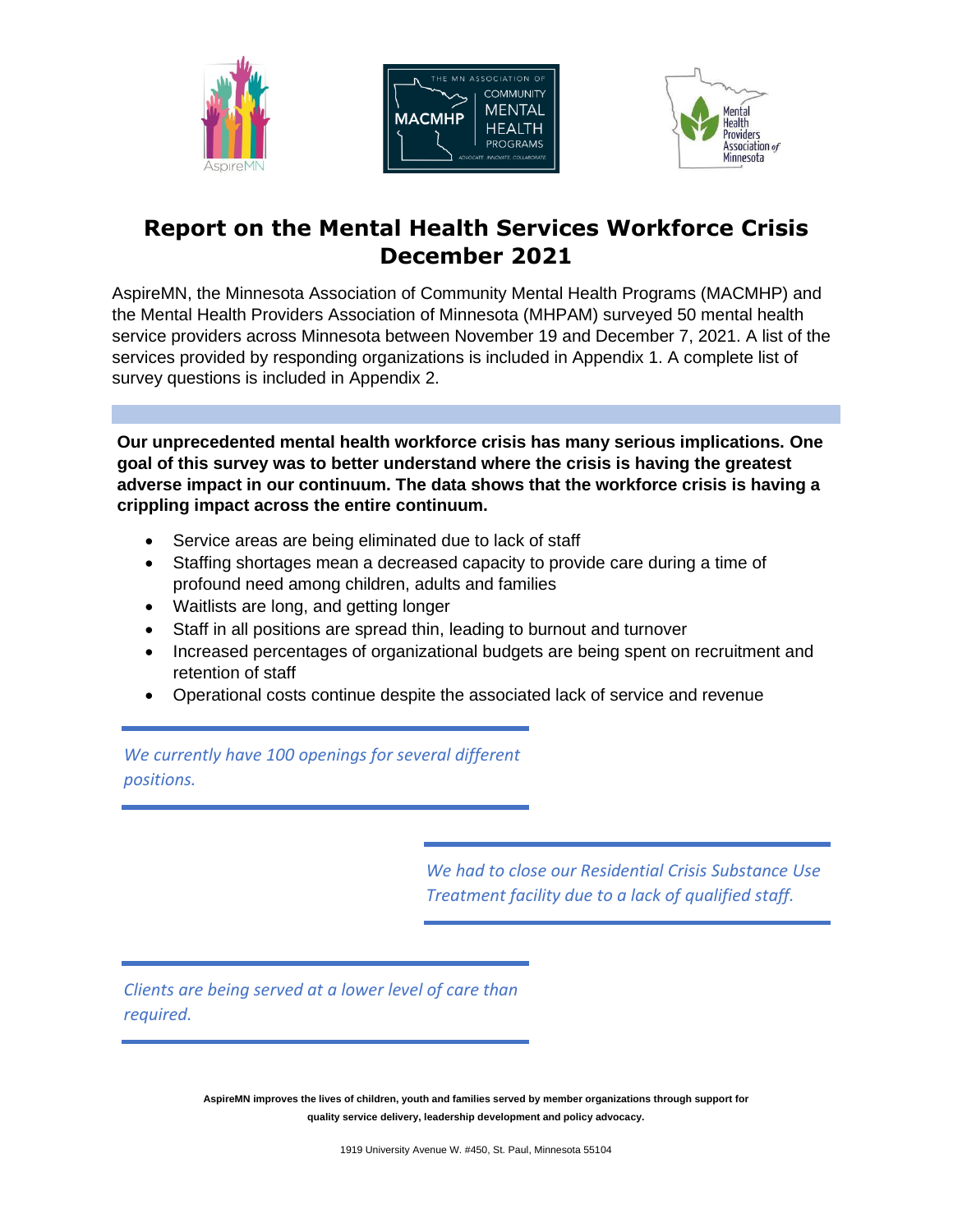# Report on the Mental Health Services Workforce Crisis December 2021

AspireMN, the Minnesota Association of Community Mental Health Programs (MACMHP) and the Mental Health Providers Association of Minnesota (MHPAM) surveyed 50 mental health service providers across Minnesota between November 19 and December 7, 2021. A list of the services provided by responding organizations is included in Appendix 1. A complete list of survey questions is included in Appendix 2.

**Our unprecedented mental health workforce crisis has many serious implications. One goal of this survey was to better understand where the crisis is having the greatest adverse impact in our continuum. The data shows that the workforce crisis is having a crippling impact across the entire continuum.**

- Service areas are being eliminated due to lack of staff
- Staffing shortages mean a decreased capacity to provide care during a time of profound need among children, adults and families
- Waitlists are long, and getting longer
- Staff in all positions are spread thin, leading to burnout and turnover
- Increased percentages of organizational budgets are being spent on recruitment and retention of staff
- Operational costs continue despite the associated lack of service and revenue

*We currently have 100 openings for several different positions.*

*We had to close our Residential Crisis Substance Use Treatment facility due to a lack of qualified staff.*

*Clients are being served at a lower level of care than required.*

**AspireMN improves the lives of children, youth and families served by member organizations through support for quality service delivery, leadership development and policy advocacy.**

1919 University Avenue W. #450, St. Paul, Minnesota 55104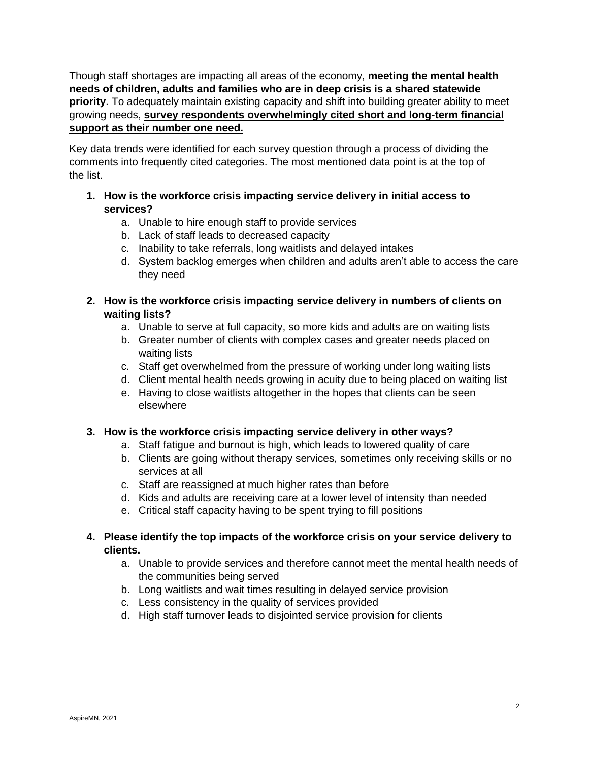Though staff shortages are impacting all areas of the economy, **meeting the mental health needs of children, adults and families who are in deep crisis is a shared statewide priority**. To adequately maintain existing capacity and shift into building greater ability to meet growing needs, <u>**survey respondents overwhelmingly cited short and long-term financial support as their number one need.**</u>

Key data trends were identified for each survey question through a process of dividing the comments into frequently cited categories. The most mentioned data point is at the top of the list.

1. **How is the workforce crisis impacting service delivery in initial access to services?**
    a. Unable to hire enough staff to provide services
    b. Lack of staff leads to decreased capacity
    c. Inability to take referrals, long waitlists and delayed intakes
    d. System backlog emerges when children and adults aren't able to access the care they need

2. **How is the workforce crisis impacting service delivery in numbers of clients on waiting lists?**
    a. Unable to serve at full capacity, so more kids and adults are on waiting lists
    b. Greater number of clients with complex cases and greater needs placed on waiting lists
    c. Staff get overwhelmed from the pressure of working under long waiting lists
    d. Client mental health needs growing in acuity due to being placed on waiting list
    e. Having to close waitlists altogether in the hopes that clients can be seen elsewhere

3. **How is the workforce crisis impacting service delivery in other ways?**
    a. Staff fatigue and burnout is high, which leads to lowered quality of care
    b. Clients are going without therapy services, sometimes only receiving skills or no services at all
    c. Staff are reassigned at much higher rates than before
    d. Kids and adults are receiving care at a lower level of intensity than needed
    e. Critical staff capacity having to be spent trying to fill positions

4. **Please identify the top impacts of the workforce crisis on your service delivery to clients.**
    a. Unable to provide services and therefore cannot meet the mental health needs of the communities being served
    b. Long waitlists and wait times resulting in delayed service provision
    c. Less consistency in the quality of services provided
    d. High staff turnover leads to disjointed service provision for clients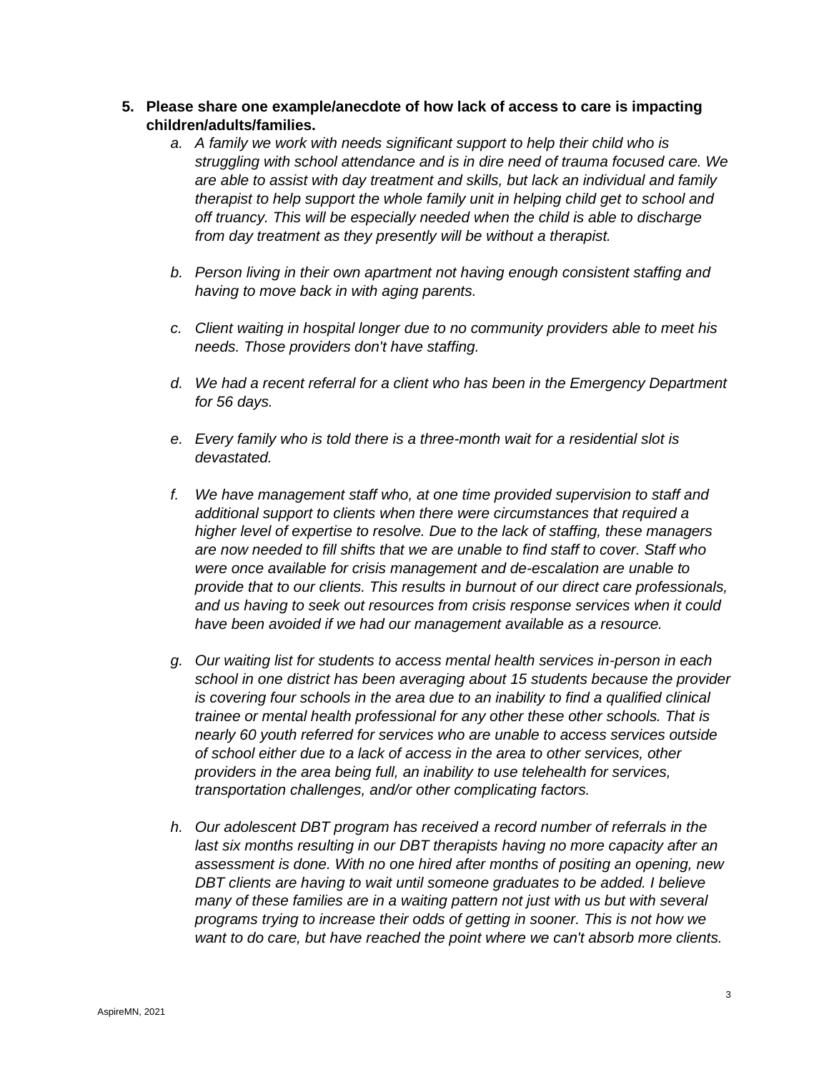5. **Please share one example/anecdote of how lack of access to care is impacting children/adults/families.**
   a. *A family we work with needs significant support to help their child who is struggling with school attendance and is in dire need of trauma focused care. We are able to assist with day treatment and skills, but lack an individual and family therapist to help support the whole family unit in helping child get to school and off truancy. This will be especially needed when the child is able to discharge from day treatment as they presently will be without a therapist.*

   b. *Person living in their own apartment not having enough consistent staffing and having to move back in with aging parents.*

   c. *Client waiting in hospital longer due to no community providers able to meet his needs. Those providers don't have staffing.*

   d. *We had a recent referral for a client who has been in the Emergency Department for 56 days.*

   e. *Every family who is told there is a three-month wait for a residential slot is devastated.*

   f. *We have management staff who, at one time provided supervision to staff and additional support to clients when there were circumstances that required a higher level of expertise to resolve. Due to the lack of staffing, these managers are now needed to fill shifts that we are unable to find staff to cover. Staff who were once available for crisis management and de-escalation are unable to provide that to our clients. This results in burnout of our direct care professionals, and us having to seek out resources from crisis response services when it could have been avoided if we had our management available as a resource.*

   g. *Our waiting list for students to access mental health services in-person in each school in one district has been averaging about 15 students because the provider is covering four schools in the area due to an inability to find a qualified clinical trainee or mental health professional for any other these other schools. That is nearly 60 youth referred for services who are unable to access services outside of school either due to a lack of access in the area to other services, other providers in the area being full, an inability to use telehealth for services, transportation challenges, and/or other complicating factors.*

   h. *Our adolescent DBT program has received a record number of referrals in the last six months resulting in our DBT therapists having no more capacity after an assessment is done. With no one hired after months of positing an opening, new DBT clients are having to wait until someone graduates to be added. I believe many of these families are in a waiting pattern not just with us but with several programs trying to increase their odds of getting in sooner. This is not how we want to do care, but have reached the point where we can't absorb more clients.*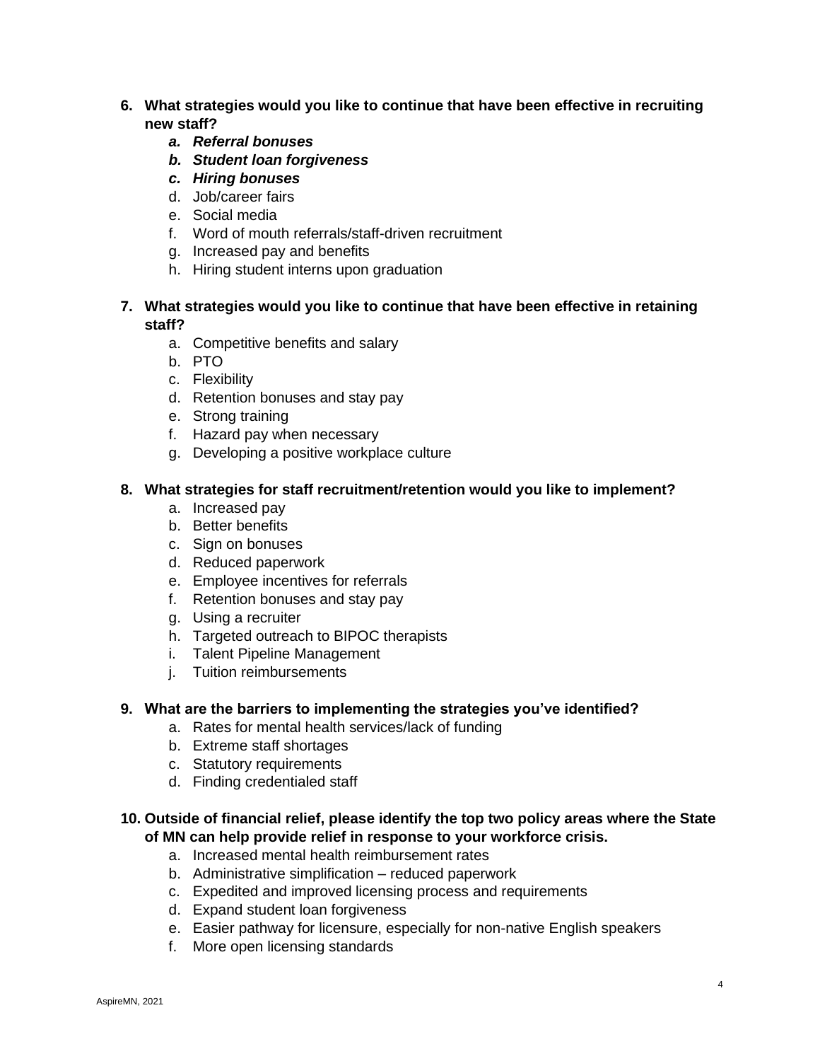6. **What strategies would you like to continue that have been effective in recruiting new staff?**
    a. ***Referral bonuses***
    b. ***Student loan forgiveness***
    c. ***Hiring bonuses***
    d. Job/career fairs
    e. Social media
    f. Word of mouth referrals/staff-driven recruitment
    g. Increased pay and benefits
    h. Hiring student interns upon graduation

7. **What strategies would you like to continue that have been effective in retaining staff?**
    a. Competitive benefits and salary
    b. PTO
    c. Flexibility
    d. Retention bonuses and stay pay
    e. Strong training
    f. Hazard pay when necessary
    g. Developing a positive workplace culture

8. **What strategies for staff recruitment/retention would you like to implement?**
    a. Increased pay
    b. Better benefits
    c. Sign on bonuses
    d. Reduced paperwork
    e. Employee incentives for referrals
    f. Retention bonuses and stay pay
    g. Using a recruiter
    h. Targeted outreach to BIPOC therapists
    i. Talent Pipeline Management
    j. Tuition reimbursements

9. **What are the barriers to implementing the strategies you've identified?**
    a. Rates for mental health services/lack of funding
    b. Extreme staff shortages
    c. Statutory requirements
    d. Finding credentialed staff

10. **Outside of financial relief, please identify the top two policy areas where the State of MN can help provide relief in response to your workforce crisis.**
    a. Increased mental health reimbursement rates
    b. Administrative simplification – reduced paperwork
    c. Expedited and improved licensing process and requirements
    d. Expand student loan forgiveness
    e. Easier pathway for licensure, especially for non-native English speakers
    f. More open licensing standards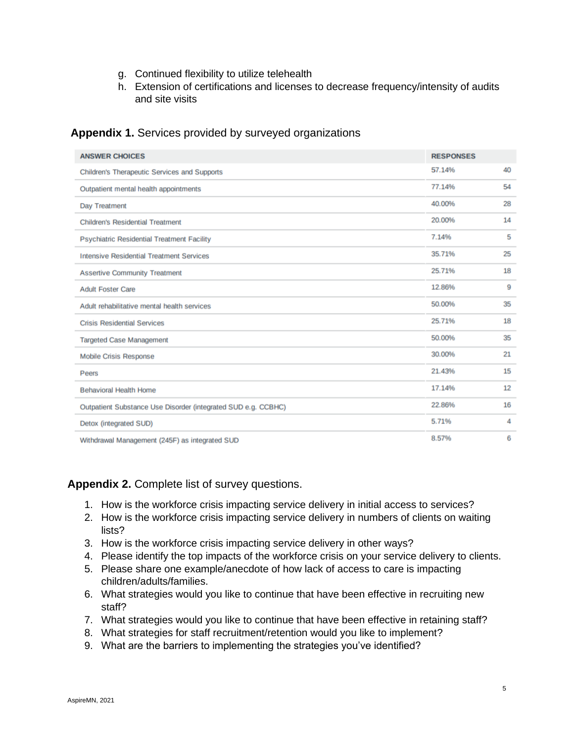g. Continued flexibility to utilize telehealth
h. Extension of certifications and licenses to decrease frequency/intensity of audits and site visits

**Appendix 1.** Services provided by surveyed organizations

| ANSWER CHOICES | RESPONSES | |
|---|---|---|
| Children's Therapeutic Services and Supports | 57.14% | 40 |
| Outpatient mental health appointments | 77.14% | 54 |
| Day Treatment | 40.00% | 28 |
| Children's Residential Treatment | 20.00% | 14 |
| Psychiatric Residential Treatment Facility | 7.14% | 5 |
| Intensive Residential Treatment Services | 35.71% | 25 |
| Assertive Community Treatment | 25.71% | 18 |
| Adult Foster Care | 12.86% | 9 |
| Adult rehabilitative mental health services | 50.00% | 35 |
| Crisis Residential Services | 25.71% | 18 |
| Targeted Case Management | 50.00% | 35 |
| Mobile Crisis Response | 30.00% | 21 |
| Peers | 21.43% | 15 |
| Behavioral Health Home | 17.14% | 12 |
| Outpatient Substance Use Disorder (integrated SUD e.g. CCBHC) | 22.86% | 16 |
| Detox (integrated SUD) | 5.71% | 4 |
| Withdrawal Management (245F) as integrated SUD | 8.57% | 6 |

**Appendix 2.** Complete list of survey questions.

1. How is the workforce crisis impacting service delivery in initial access to services?
2. How is the workforce crisis impacting service delivery in numbers of clients on waiting lists?
3. How is the workforce crisis impacting service delivery in other ways?
4. Please identify the top impacts of the workforce crisis on your service delivery to clients.
5. Please share one example/anecdote of how lack of access to care is impacting children/adults/families.
6. What strategies would you like to continue that have been effective in recruiting new staff?
7. What strategies would you like to continue that have been effective in retaining staff?
8. What strategies for staff recruitment/retention would you like to implement?
9. What are the barriers to implementing the strategies you've identified?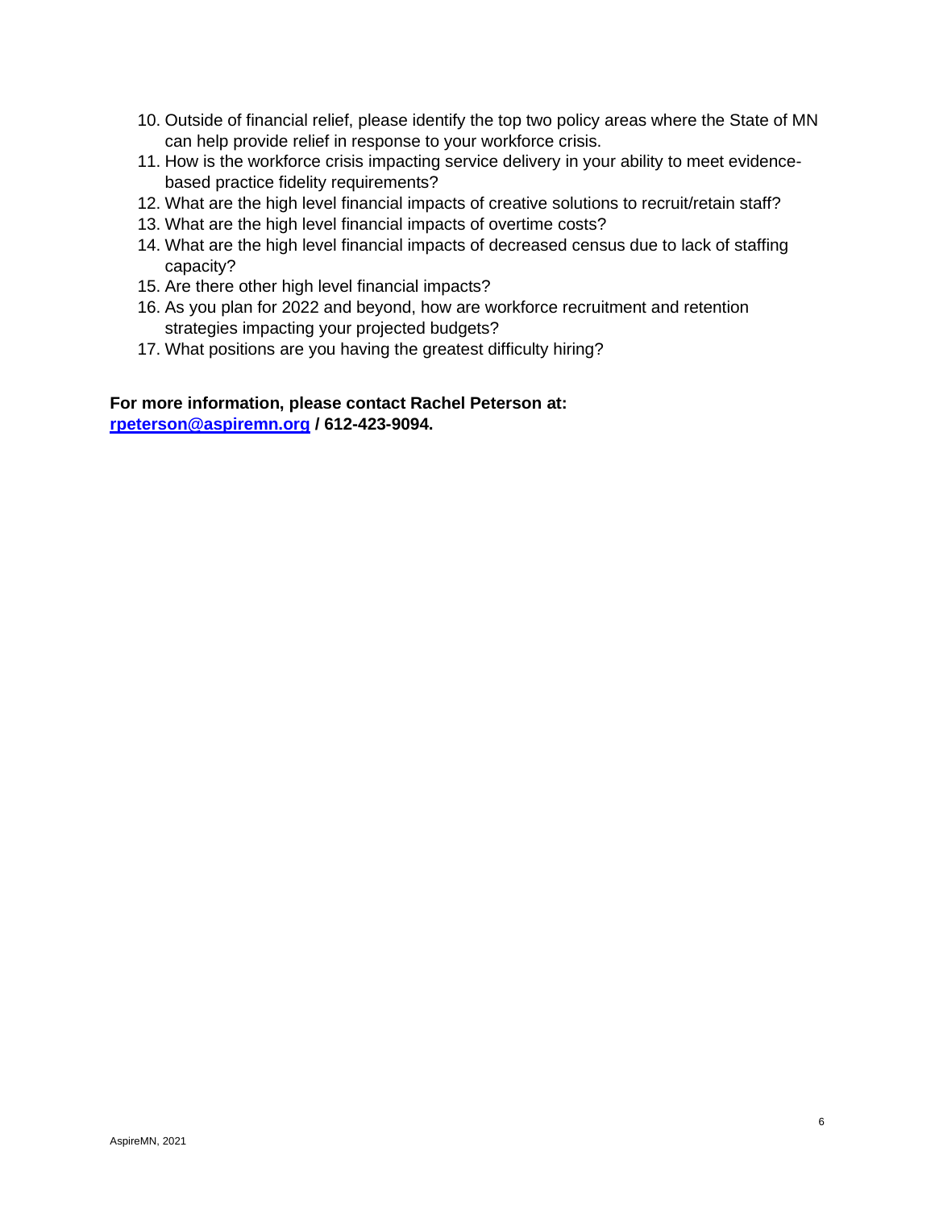10. Outside of financial relief, please identify the top two policy areas where the State of MN can help provide relief in response to your workforce crisis.
11. How is the workforce crisis impacting service delivery in your ability to meet evidence-based practice fidelity requirements?
12. What are the high level financial impacts of creative solutions to recruit/retain staff?
13. What are the high level financial impacts of overtime costs?
14. What are the high level financial impacts of decreased census due to lack of staffing capacity?
15. Are there other high level financial impacts?
16. As you plan for 2022 and beyond, how are workforce recruitment and retention strategies impacting your projected budgets?
17. What positions are you having the greatest difficulty hiring?

**For more information, please contact Rachel Peterson at:**
**[rpeterson@aspiremn.org](mailto:rpeterson@aspiremn.org) / 612-423-9094.**